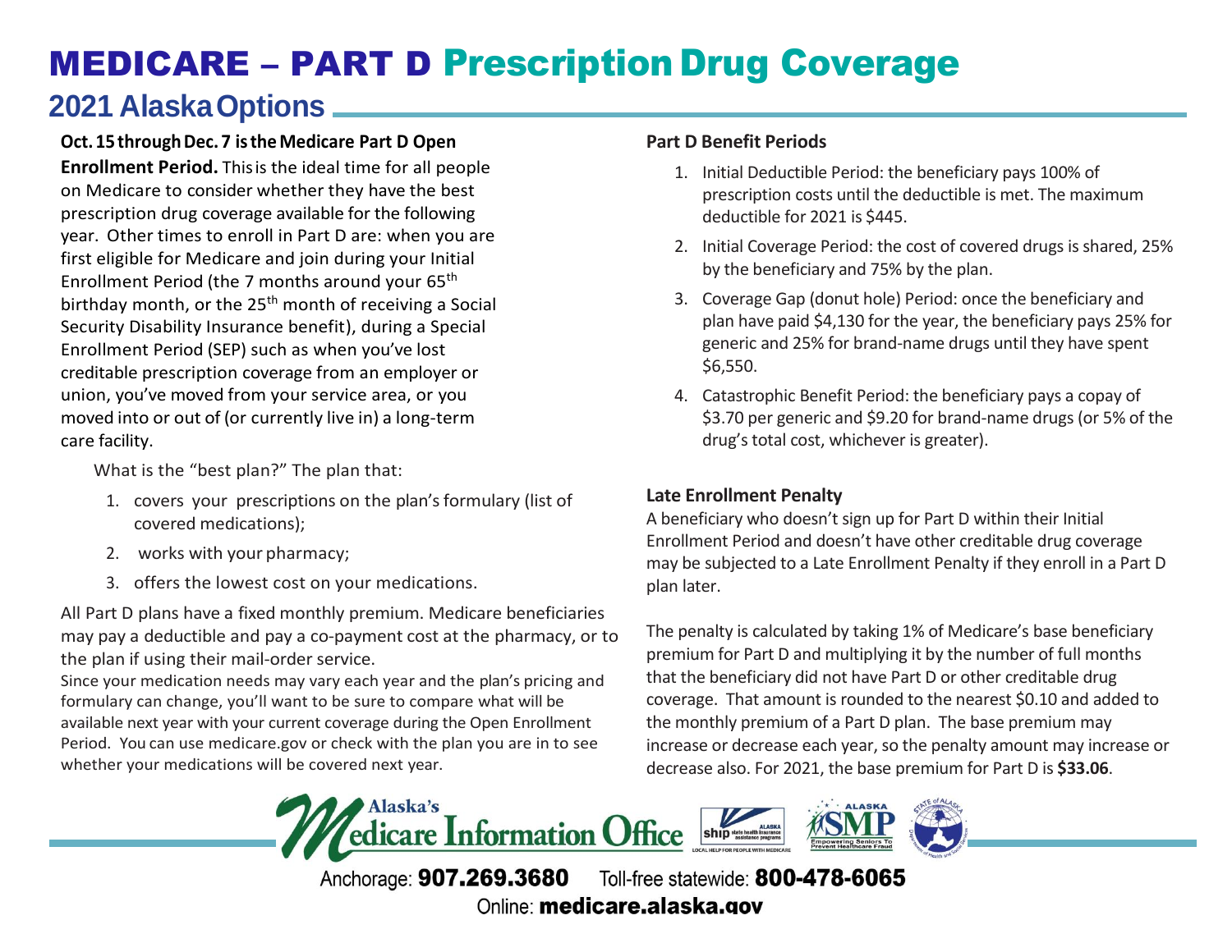# MEDICARE – PART D Prescription Drug Coverage

## 2021 Alaska Options

**Oct. 15 through Dec. 7 is the Medicare Part D Open Enrollment Period.** This is the ideal time for all people on Medicare to consider whether they have the best prescription drug coverage available for the following year. Other times to enroll in Part D are: when you are first eligible for Medicare and join during your Initial Enrollment Period (the 7 months around your 65th birthday month, or the 25th month of receiving a Social Security Disability Insurance benefit), during a Special Enrollment Period (SEP) such as when you've lost creditable prescription coverage from an employer or union, you've moved from your service area, or you moved into or out of (or currently live in) a long-term care facility.

What is the "best plan?" The plan that:

1. covers your prescriptions on the plan's formulary (list of covered medications);
2. works with your pharmacy;
3. offers the lowest cost on your medications.

All Part D plans have a fixed monthly premium. Medicare beneficiaries may pay a deductible and pay a co-payment cost at the pharmacy, or to the plan if using their mail-order service.

Since your medication needs may vary each year and the plan's pricing and formulary can change, you'll want to be sure to compare what will be available next year with your current coverage during the Open Enrollment Period. You can use medicare.gov or check with the plan you are in to see whether your medications will be covered next year.

### Part D Benefit Periods

1. Initial Deductible Period: the beneficiary pays 100% of prescription costs until the deductible is met. The maximum deductible for 2021 is $445.
2. Initial Coverage Period: the cost of covered drugs is shared, 25% by the beneficiary and 75% by the plan.
3. Coverage Gap (donut hole) Period: once the beneficiary and plan have paid $4,130 for the year, the beneficiary pays 25% for generic and 25% for brand-name drugs until they have spent $6,550.
4. Catastrophic Benefit Period: the beneficiary pays a copay of $3.70 per generic and $9.20 for brand-name drugs (or 5% of the drug's total cost, whichever is greater).

### Late Enrollment Penalty

A beneficiary who doesn't sign up for Part D within their Initial Enrollment Period and doesn't have other creditable drug coverage may be subjected to a Late Enrollment Penalty if they enroll in a Part D plan later.

The penalty is calculated by taking 1% of Medicare's base beneficiary premium for Part D and multiplying it by the number of full months that the beneficiary did not have Part D or other creditable drug coverage. That amount is rounded to the nearest $0.10 and added to the monthly premium of a Part D plan. The base premium may increase or decrease each year, so the penalty amount may increase or decrease also. For 2021, the base premium for Part D is **$33.06**.

Alaska's Medicare Information Office

Anchorage: **907.269.3680** Toll-free statewide: **800-478-6065**

Online: **medicare.alaska.gov**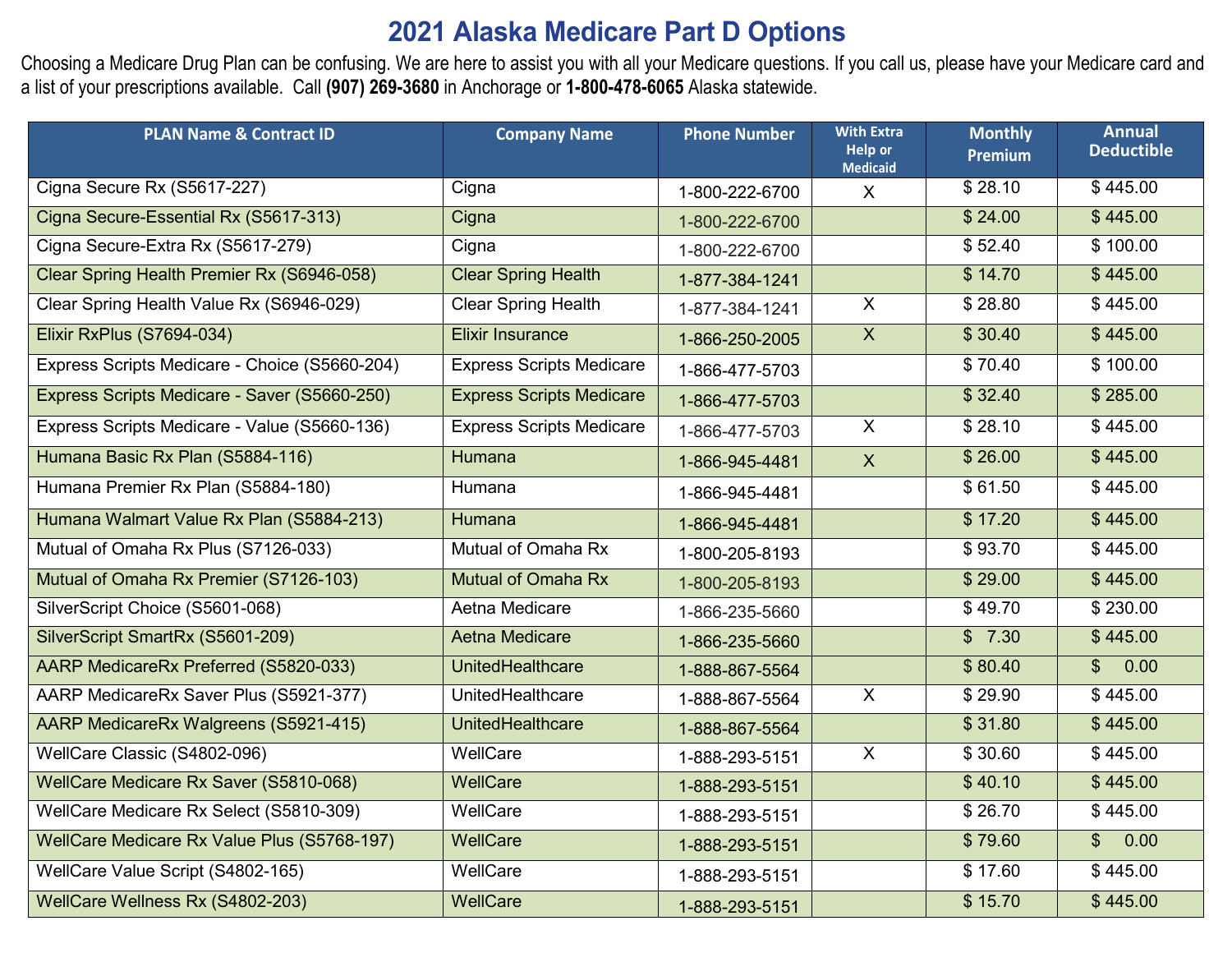# 2021 Alaska Medicare Part D Options

Choosing a Medicare Drug Plan can be confusing. We are here to assist you with all your Medicare questions. If you call us, please have your Medicare card and a list of your prescriptions available. Call **(907) 269-3680** in Anchorage or **1-800-478-6065** Alaska statewide.

| PLAN Name & Contract ID | Company Name | Phone Number | With Extra Help or Medicaid | Monthly Premium | Annual Deductible |
|---|---|---|---|---|---|
| Cigna Secure Rx (S5617-227) | Cigna | 1-800-222-6700 | X | $ 28.10 | $ 445.00 |
| Cigna Secure-Essential Rx (S5617-313) | Cigna | 1-800-222-6700 | | $ 24.00 | $ 445.00 |
| Cigna Secure-Extra Rx (S5617-279) | Cigna | 1-800-222-6700 | | $ 52.40 | $ 100.00 |
| Clear Spring Health Premier Rx (S6946-058) | Clear Spring Health | 1-877-384-1241 | | $ 14.70 | $ 445.00 |
| Clear Spring Health Value Rx (S6946-029) | Clear Spring Health | 1-877-384-1241 | X | $ 28.80 | $ 445.00 |
| Elixir RxPlus (S7694-034) | Elixir Insurance | 1-866-250-2005 | X | $ 30.40 | $ 445.00 |
| Express Scripts Medicare - Choice (S5660-204) | Express Scripts Medicare | 1-866-477-5703 | | $ 70.40 | $ 100.00 |
| Express Scripts Medicare - Saver (S5660-250) | Express Scripts Medicare | 1-866-477-5703 | | $ 32.40 | $ 285.00 |
| Express Scripts Medicare - Value (S5660-136) | Express Scripts Medicare | 1-866-477-5703 | X | $ 28.10 | $ 445.00 |
| Humana Basic Rx Plan (S5884-116) | Humana | 1-866-945-4481 | X | $ 26.00 | $ 445.00 |
| Humana Premier Rx Plan (S5884-180) | Humana | 1-866-945-4481 | | $ 61.50 | $ 445.00 |
| Humana Walmart Value Rx Plan (S5884-213) | Humana | 1-866-945-4481 | | $ 17.20 | $ 445.00 |
| Mutual of Omaha Rx Plus (S7126-033) | Mutual of Omaha Rx | 1-800-205-8193 | | $ 93.70 | $ 445.00 |
| Mutual of Omaha Rx Premier (S7126-103) | Mutual of Omaha Rx | 1-800-205-8193 | | $ 29.00 | $ 445.00 |
| SilverScript Choice (S5601-068) | Aetna Medicare | 1-866-235-5660 | | $ 49.70 | $ 230.00 |
| SilverScript SmartRx (S5601-209) | Aetna Medicare | 1-866-235-5660 | | $ 7.30 | $ 445.00 |
| AARP MedicareRx Preferred (S5820-033) | UnitedHealthcare | 1-888-867-5564 | | $ 80.40 | $ 0.00 |
| AARP MedicareRx Saver Plus (S5921-377) | UnitedHealthcare | 1-888-867-5564 | X | $ 29.90 | $ 445.00 |
| AARP MedicareRx Walgreens (S5921-415) | UnitedHealthcare | 1-888-867-5564 | | $ 31.80 | $ 445.00 |
| WellCare Classic (S4802-096) | WellCare | 1-888-293-5151 | X | $ 30.60 | $ 445.00 |
| WellCare Medicare Rx Saver (S5810-068) | WellCare | 1-888-293-5151 | | $ 40.10 | $ 445.00 |
| WellCare Medicare Rx Select (S5810-309) | WellCare | 1-888-293-5151 | | $ 26.70 | $ 445.00 |
| WellCare Medicare Rx Value Plus (S5768-197) | WellCare | 1-888-293-5151 | | $ 79.60 | $ 0.00 |
| WellCare Value Script (S4802-165) | WellCare | 1-888-293-5151 | | $ 17.60 | $ 445.00 |
| WellCare Wellness Rx (S4802-203) | WellCare | 1-888-293-5151 | | $ 15.70 | $ 445.00 |